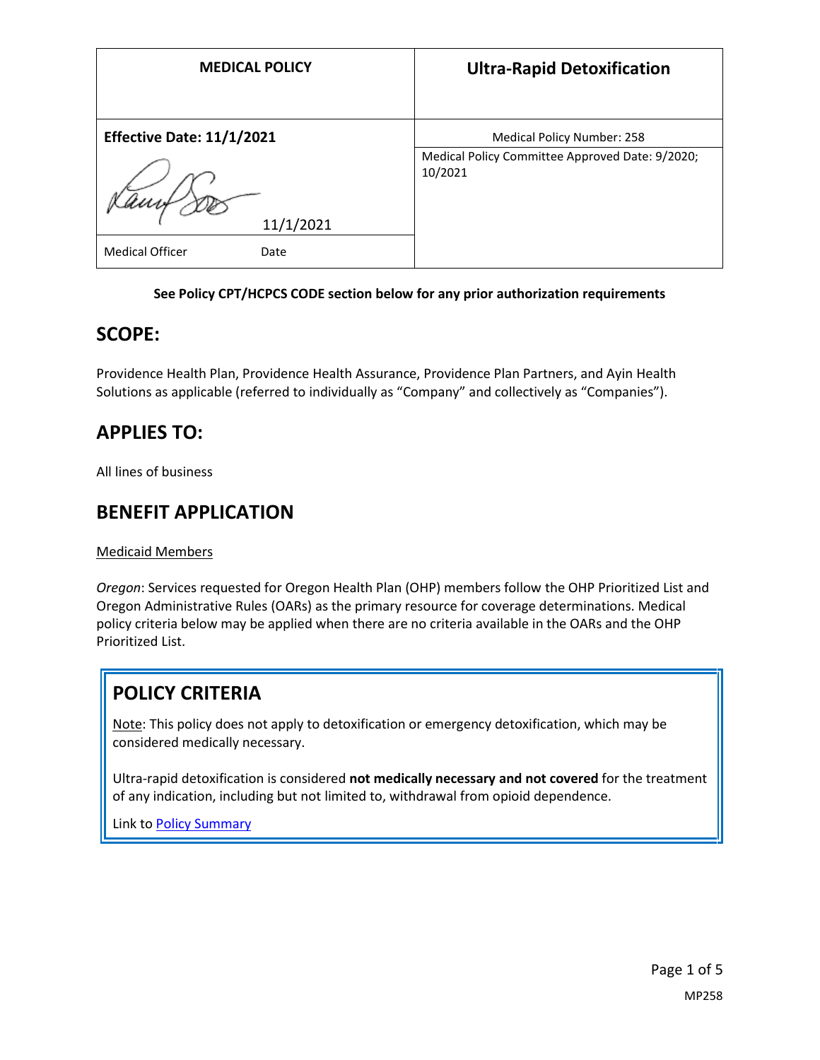| MEDICAL POLICY | Ultra-Rapid Detoxification |
|---|---|
| **Effective Date: 11/1/2021** | Medical Policy Number: 258 |
| 11/1/2021 | Medical Policy Committee Approved Date: 9/2020; 10/2021 |
| Medical Officer Date | |

**See Policy CPT/HCPCS CODE section below for any prior authorization requirements**

## SCOPE:

Providence Health Plan, Providence Health Assurance, Providence Plan Partners, and Ayin Health Solutions as applicable (referred to individually as "Company" and collectively as "Companies").

## APPLIES TO:

All lines of business

## BENEFIT APPLICATION

Medicaid Members

*Oregon*: Services requested for Oregon Health Plan (OHP) members follow the OHP Prioritized List and Oregon Administrative Rules (OARs) as the primary resource for coverage determinations. Medical policy criteria below may be applied when there are no criteria available in the OARs and the OHP Prioritized List.

## POLICY CRITERIA

Note: This policy does not apply to detoxification or emergency detoxification, which may be considered medically necessary.

Ultra-rapid detoxification is considered **not medically necessary and not covered** for the treatment of any indication, including but not limited to, withdrawal from opioid dependence.

Link to Policy Summary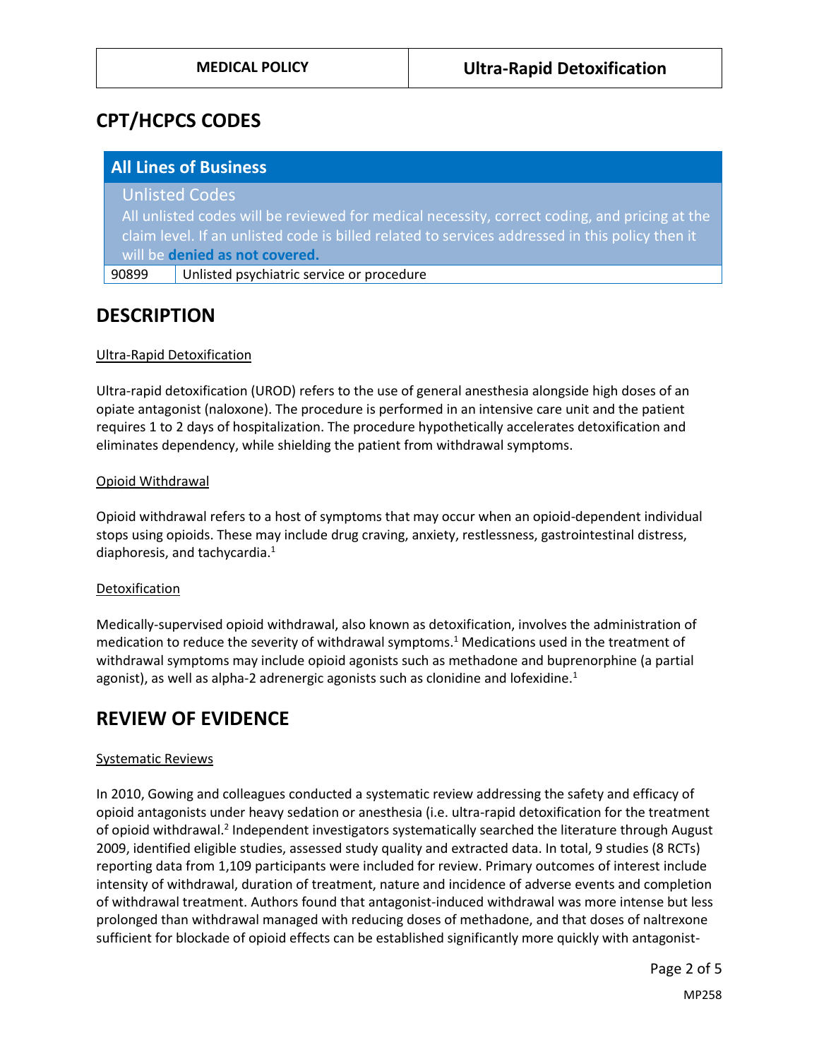## CPT/HCPCS CODES

| All Lines of Business | |
|---|---|
| **Unlisted Codes** | |
| All unlisted codes will be reviewed for medical necessity, correct coding, and pricing at the claim level. If an unlisted code is billed related to services addressed in this policy then it will be **denied as not covered.** | |
| 90899 | Unlisted psychiatric service or procedure |

## DESCRIPTION

Ultra-Rapid Detoxification

Ultra-rapid detoxification (UROD) refers to the use of general anesthesia alongside high doses of an opiate antagonist (naloxone). The procedure is performed in an intensive care unit and the patient requires 1 to 2 days of hospitalization. The procedure hypothetically accelerates detoxification and eliminates dependency, while shielding the patient from withdrawal symptoms.

Opioid Withdrawal

Opioid withdrawal refers to a host of symptoms that may occur when an opioid-dependent individual stops using opioids. These may include drug craving, anxiety, restlessness, gastrointestinal distress, diaphoresis, and tachycardia.[1]

Detoxification

Medically-supervised opioid withdrawal, also known as detoxification, involves the administration of medication to reduce the severity of withdrawal symptoms.[1] Medications used in the treatment of withdrawal symptoms may include opioid agonists such as methadone and buprenorphine (a partial agonist), as well as alpha-2 adrenergic agonists such as clonidine and lofexidine.[1]

## REVIEW OF EVIDENCE

Systematic Reviews

In 2010, Gowing and colleagues conducted a systematic review addressing the safety and efficacy of opioid antagonists under heavy sedation or anesthesia (i.e. ultra-rapid detoxification for the treatment of opioid withdrawal.[2] Independent investigators systematically searched the literature through August 2009, identified eligible studies, assessed study quality and extracted data. In total, 9 studies (8 RCTs) reporting data from 1,109 participants were included for review. Primary outcomes of interest include intensity of withdrawal, duration of treatment, nature and incidence of adverse events and completion of withdrawal treatment. Authors found that antagonist-induced withdrawal was more intense but less prolonged than withdrawal managed with reducing doses of methadone, and that doses of naltrexone sufficient for blockade of opioid effects can be established significantly more quickly with antagonist-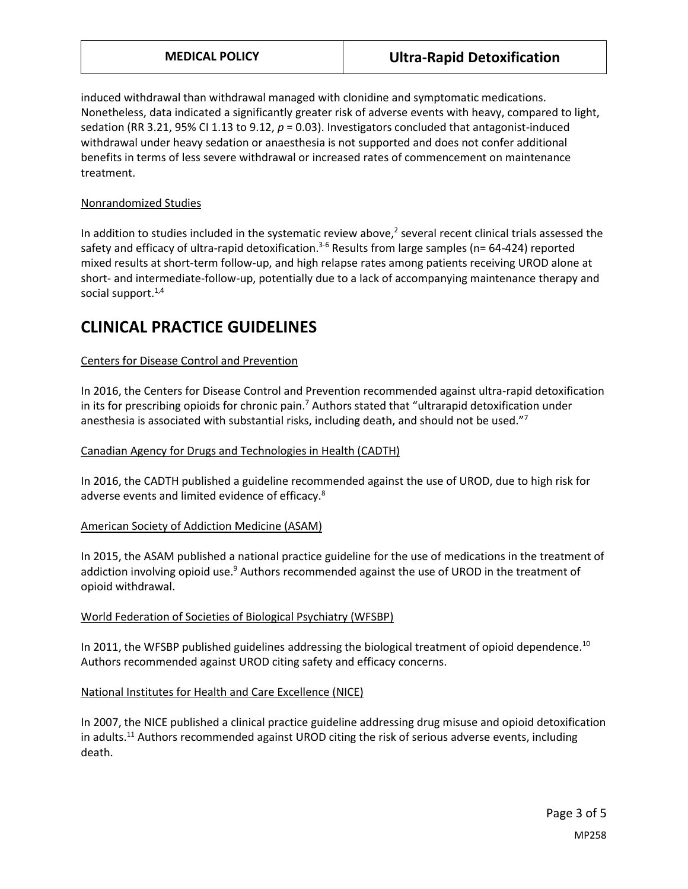induced withdrawal than withdrawal managed with clonidine and symptomatic medications. Nonetheless, data indicated a significantly greater risk of adverse events with heavy, compared to light, sedation (RR 3.21, 95% CI 1.13 to 9.12, $p = 0.03$). Investigators concluded that antagonist-induced withdrawal under heavy sedation or anaesthesia is not supported and does not confer additional benefits in terms of less severe withdrawal or increased rates of commencement on maintenance treatment.

Nonrandomized Studies

In addition to studies included in the systematic review above,[2] several recent clinical trials assessed the safety and efficacy of ultra-rapid detoxification.[3-6] Results from large samples (n= 64-424) reported mixed results at short-term follow-up, and high relapse rates among patients receiving UROD alone at short- and intermediate-follow-up, potentially due to a lack of accompanying maintenance therapy and social support.[1,4]

# CLINICAL PRACTICE GUIDELINES

Centers for Disease Control and Prevention

In 2016, the Centers for Disease Control and Prevention recommended against ultra-rapid detoxification in its for prescribing opioids for chronic pain.[7] Authors stated that "ultrarapid detoxification under anesthesia is associated with substantial risks, including death, and should not be used."[7]

Canadian Agency for Drugs and Technologies in Health (CADTH)

In 2016, the CADTH published a guideline recommended against the use of UROD, due to high risk for adverse events and limited evidence of efficacy.[8]

American Society of Addiction Medicine (ASAM)

In 2015, the ASAM published a national practice guideline for the use of medications in the treatment of addiction involving opioid use.[9] Authors recommended against the use of UROD in the treatment of opioid withdrawal.

World Federation of Societies of Biological Psychiatry (WFSBP)

In 2011, the WFSBP published guidelines addressing the biological treatment of opioid dependence.[10] Authors recommended against UROD citing safety and efficacy concerns.

National Institutes for Health and Care Excellence (NICE)

In 2007, the NICE published a clinical practice guideline addressing drug misuse and opioid detoxification in adults.[11] Authors recommended against UROD citing the risk of serious adverse events, including death.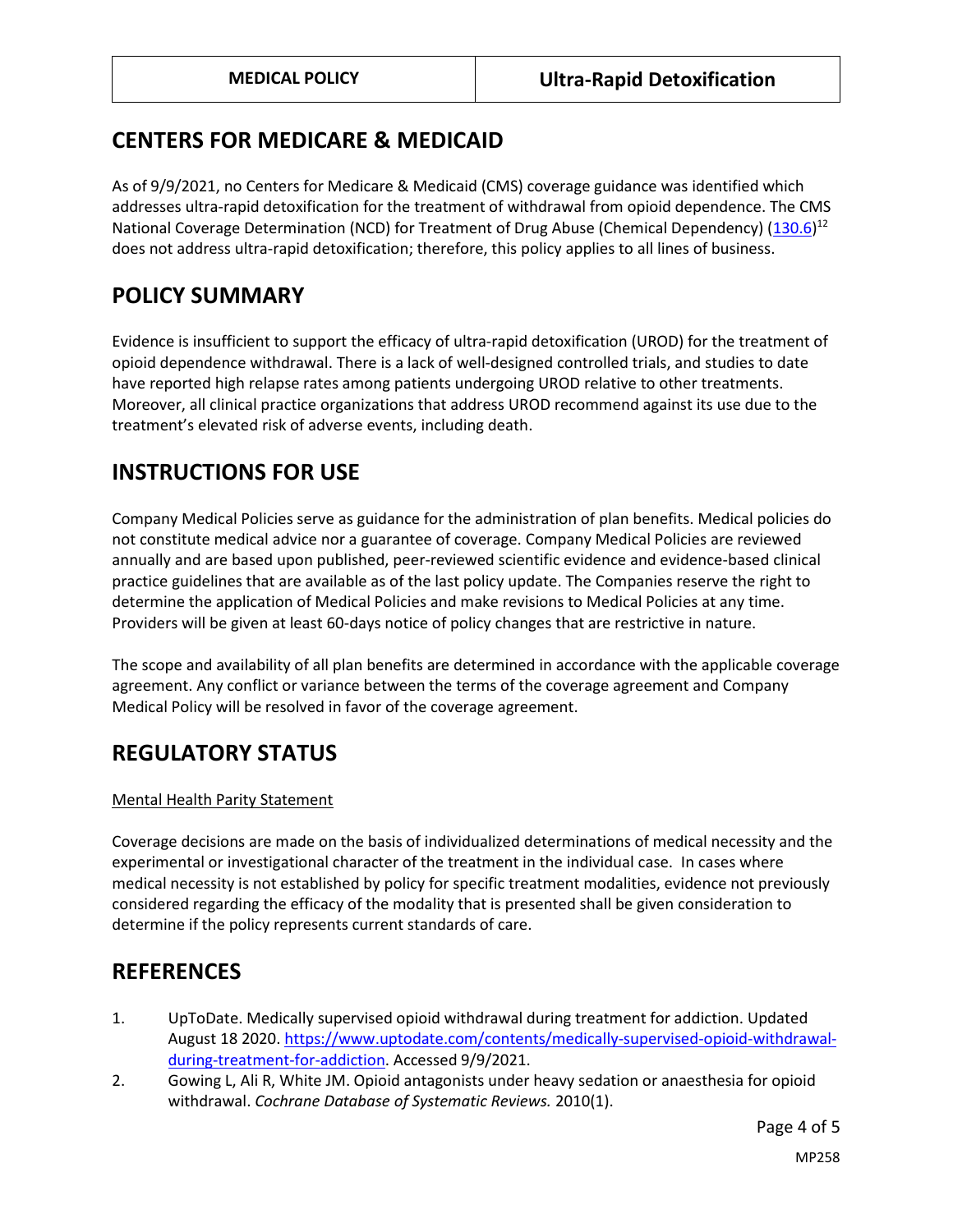## CENTERS FOR MEDICARE & MEDICAID

As of 9/9/2021, no Centers for Medicare & Medicaid (CMS) coverage guidance was identified which addresses ultra-rapid detoxification for the treatment of withdrawal from opioid dependence. The CMS National Coverage Determination (NCD) for Treatment of Drug Abuse (Chemical Dependency) (130.6)[12] does not address ultra-rapid detoxification; therefore, this policy applies to all lines of business.

## POLICY SUMMARY

Evidence is insufficient to support the efficacy of ultra-rapid detoxification (UROD) for the treatment of opioid dependence withdrawal. There is a lack of well-designed controlled trials, and studies to date have reported high relapse rates among patients undergoing UROD relative to other treatments. Moreover, all clinical practice organizations that address UROD recommend against its use due to the treatment's elevated risk of adverse events, including death.

## INSTRUCTIONS FOR USE

Company Medical Policies serve as guidance for the administration of plan benefits. Medical policies do not constitute medical advice nor a guarantee of coverage. Company Medical Policies are reviewed annually and are based upon published, peer-reviewed scientific evidence and evidence-based clinical practice guidelines that are available as of the last policy update. The Companies reserve the right to determine the application of Medical Policies and make revisions to Medical Policies at any time. Providers will be given at least 60-days notice of policy changes that are restrictive in nature.

The scope and availability of all plan benefits are determined in accordance with the applicable coverage agreement. Any conflict or variance between the terms of the coverage agreement and Company Medical Policy will be resolved in favor of the coverage agreement.

## REGULATORY STATUS

Mental Health Parity Statement

Coverage decisions are made on the basis of individualized determinations of medical necessity and the experimental or investigational character of the treatment in the individual case. In cases where medical necessity is not established by policy for specific treatment modalities, evidence not previously considered regarding the efficacy of the modality that is presented shall be given consideration to determine if the policy represents current standards of care.

## REFERENCES

1. UpToDate. Medically supervised opioid withdrawal during treatment for addiction. Updated August 18 2020. https://www.uptodate.com/contents/medically-supervised-opioid-withdrawal-during-treatment-for-addiction. Accessed 9/9/2021.
2. Gowing L, Ali R, White JM. Opioid antagonists under heavy sedation or anaesthesia for opioid withdrawal. *Cochrane Database of Systematic Reviews.* 2010(1).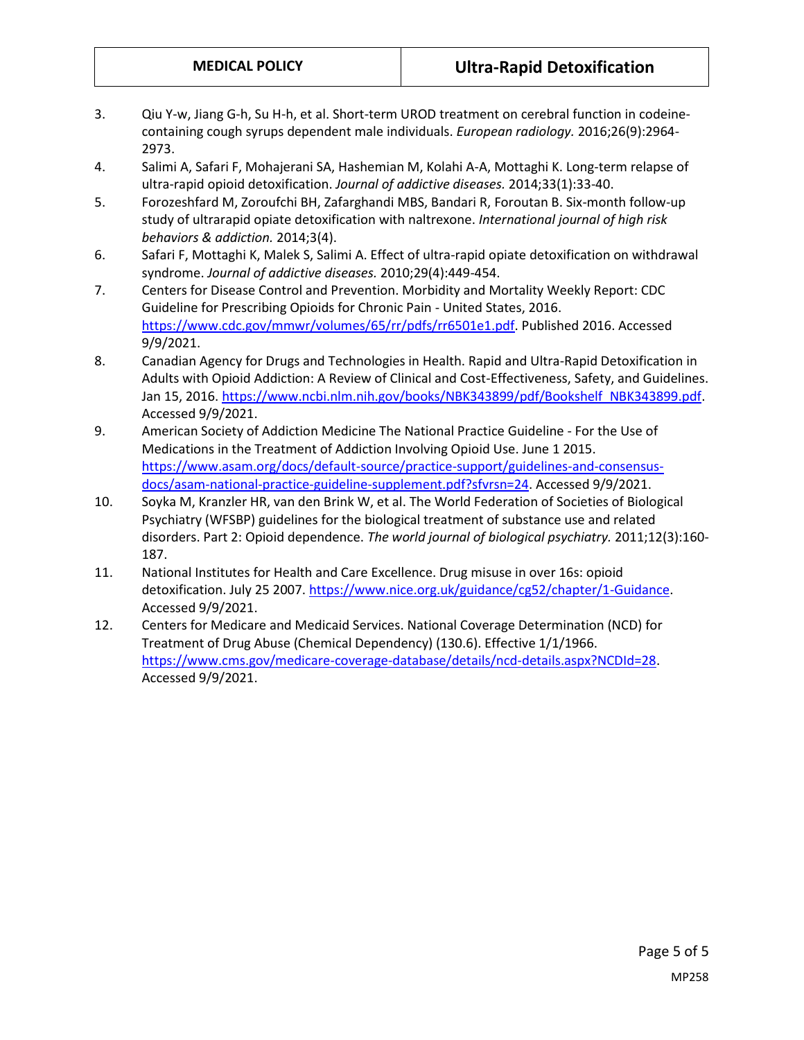3. Qiu Y-w, Jiang G-h, Su H-h, et al. Short-term UROD treatment on cerebral function in codeine-containing cough syrups dependent male individuals. *European radiology.* 2016;26(9):2964-2973.
4. Salimi A, Safari F, Mohajerani SA, Hashemian M, Kolahi A-A, Mottaghi K. Long-term relapse of ultra-rapid opioid detoxification. *Journal of addictive diseases.* 2014;33(1):33-40.
5. Forozeshfard M, Zoroufchi BH, Zafarghandi MBS, Bandari R, Foroutan B. Six-month follow-up study of ultrarapid opiate detoxification with naltrexone. *International journal of high risk behaviors & addiction.* 2014;3(4).
6. Safari F, Mottaghi K, Malek S, Salimi A. Effect of ultra-rapid opiate detoxification on withdrawal syndrome. *Journal of addictive diseases.* 2010;29(4):449-454.
7. Centers for Disease Control and Prevention. Morbidity and Mortality Weekly Report: CDC Guideline for Prescribing Opioids for Chronic Pain - United States, 2016. https://www.cdc.gov/mmwr/volumes/65/rr/pdfs/rr6501e1.pdf. Published 2016. Accessed 9/9/2021.
8. Canadian Agency for Drugs and Technologies in Health. Rapid and Ultra-Rapid Detoxification in Adults with Opioid Addiction: A Review of Clinical and Cost-Effectiveness, Safety, and Guidelines. Jan 15, 2016. https://www.ncbi.nlm.nih.gov/books/NBK343899/pdf/Bookshelf_NBK343899.pdf. Accessed 9/9/2021.
9. American Society of Addiction Medicine The National Practice Guideline - For the Use of Medications in the Treatment of Addiction Involving Opioid Use. June 1 2015. https://www.asam.org/docs/default-source/practice-support/guidelines-and-consensus-docs/asam-national-practice-guideline-supplement.pdf?sfvrsn=24. Accessed 9/9/2021.
10. Soyka M, Kranzler HR, van den Brink W, et al. The World Federation of Societies of Biological Psychiatry (WFSBP) guidelines for the biological treatment of substance use and related disorders. Part 2: Opioid dependence. *The world journal of biological psychiatry.* 2011;12(3):160-187.
11. National Institutes for Health and Care Excellence. Drug misuse in over 16s: opioid detoxification. July 25 2007. https://www.nice.org.uk/guidance/cg52/chapter/1-Guidance. Accessed 9/9/2021.
12. Centers for Medicare and Medicaid Services. National Coverage Determination (NCD) for Treatment of Drug Abuse (Chemical Dependency) (130.6). Effective 1/1/1966. https://www.cms.gov/medicare-coverage-database/details/ncd-details.aspx?NCDId=28. Accessed 9/9/2021.